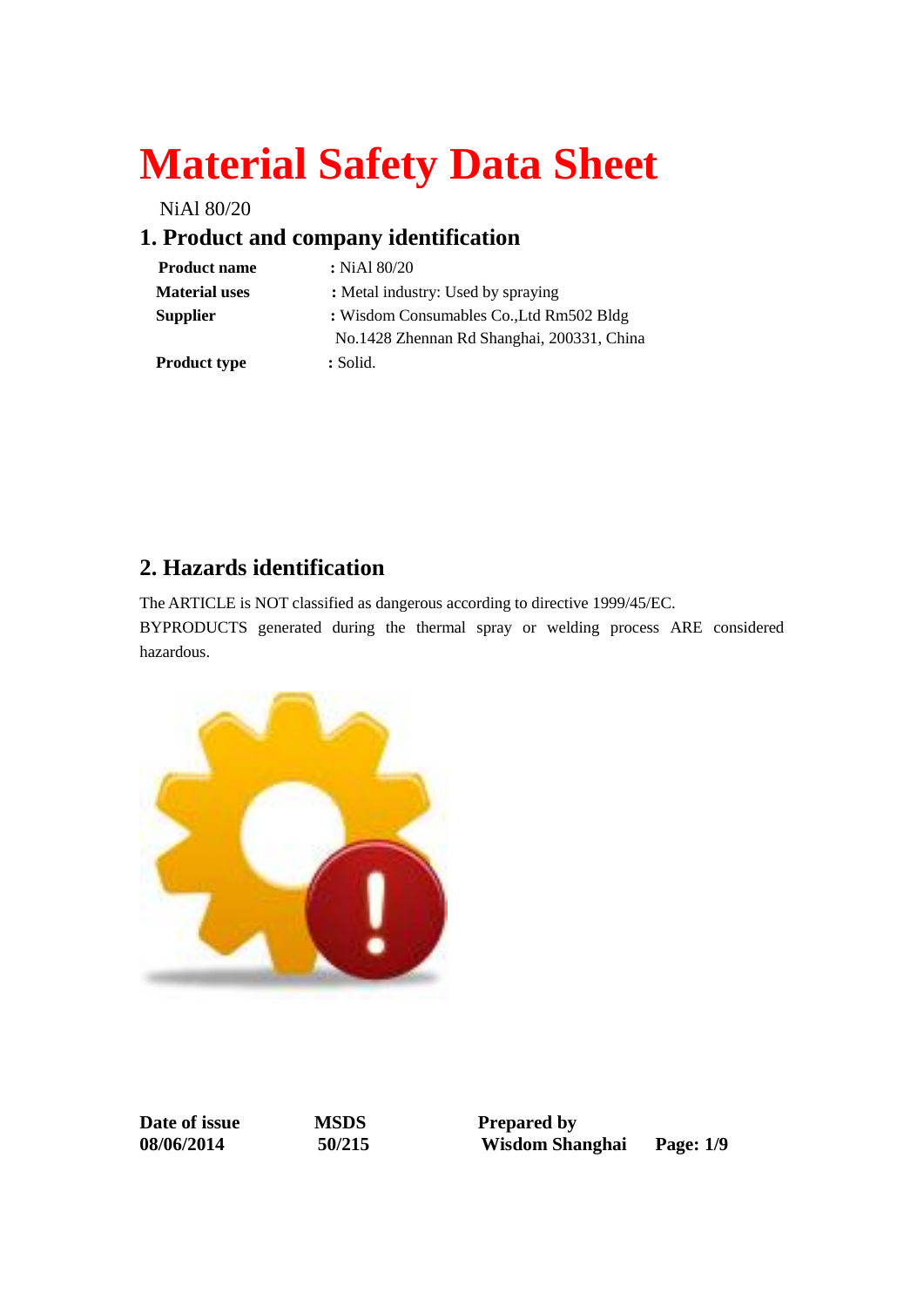# Material Safety Data Sheet

NiAl 80/20

## 1. Product and company identification

| | |
|---|---|
| **Product name** | : NiAl 80/20 |
| **Material uses** | : Metal industry: Used by spraying |
| **Supplier** | : Wisdom Consumables Co.,Ltd Rm502 Bldg No.1428 Zhennan Rd Shanghai, 200331, China |
| **Product type** | : Solid. |

## 2. Hazards identification

The ARTICLE is NOT classified as dangerous according to directive 1999/45/EC.

BYPRODUCTS generated during the thermal spray or welding process ARE considered hazardous.

**Date of issue** 08/06/2014 **MSDS** 50/215 **Prepared by** Wisdom Shanghai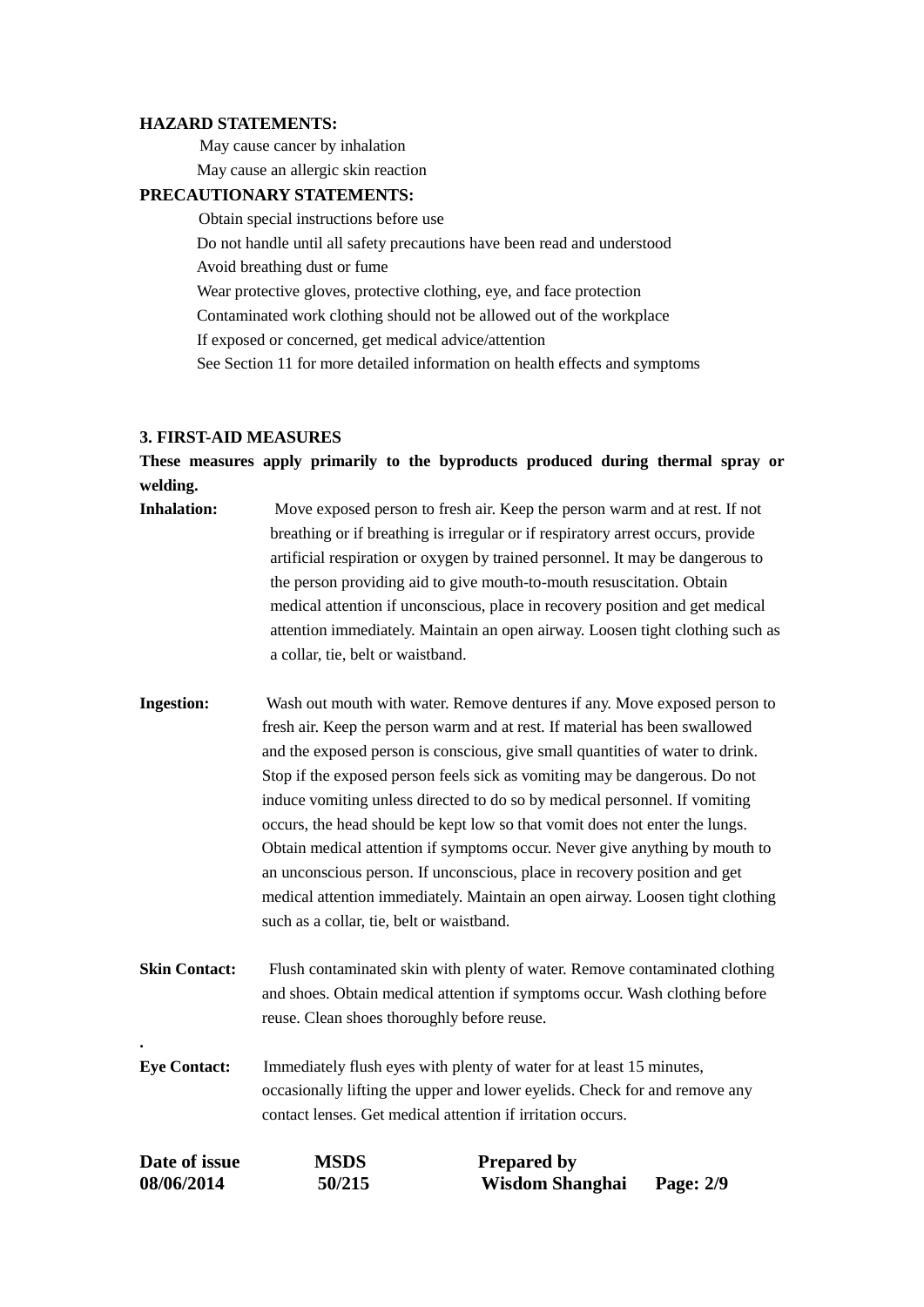**HAZARD STATEMENTS:**

May cause cancer by inhalation

May cause an allergic skin reaction

**PRECAUTIONARY STATEMENTS:**

Obtain special instructions before use

Do not handle until all safety precautions have been read and understood

Avoid breathing dust or fume

Wear protective gloves, protective clothing, eye, and face protection

Contaminated work clothing should not be allowed out of the workplace

If exposed or concerned, get medical advice/attention

See Section 11 for more detailed information on health effects and symptoms

## 3. FIRST-AID MEASURES

**These measures apply primarily to the byproducts produced during thermal spray or welding.**

**Inhalation:** Move exposed person to fresh air. Keep the person warm and at rest. If not breathing or if breathing is irregular or if respiratory arrest occurs, provide artificial respiration or oxygen by trained personnel. It may be dangerous to the person providing aid to give mouth-to-mouth resuscitation. Obtain medical attention if unconscious, place in recovery position and get medical attention immediately. Maintain an open airway. Loosen tight clothing such as a collar, tie, belt or waistband.

**Ingestion:** Wash out mouth with water. Remove dentures if any. Move exposed person to fresh air. Keep the person warm and at rest. If material has been swallowed and the exposed person is conscious, give small quantities of water to drink. Stop if the exposed person feels sick as vomiting may be dangerous. Do not induce vomiting unless directed to do so by medical personnel. If vomiting occurs, the head should be kept low so that vomit does not enter the lungs. Obtain medical attention if symptoms occur. Never give anything by mouth to an unconscious person. If unconscious, place in recovery position and get medical attention immediately. Maintain an open airway. Loosen tight clothing such as a collar, tie, belt or waistband.

**Skin Contact:** Flush contaminated skin with plenty of water. Remove contaminated clothing and shoes. Obtain medical attention if symptoms occur. Wash clothing before reuse. Clean shoes thoroughly before reuse.

.

**Eye Contact:** Immediately flush eyes with plenty of water for at least 15 minutes, occasionally lifting the upper and lower eyelids. Check for and remove any contact lenses. Get medical attention if irritation occurs.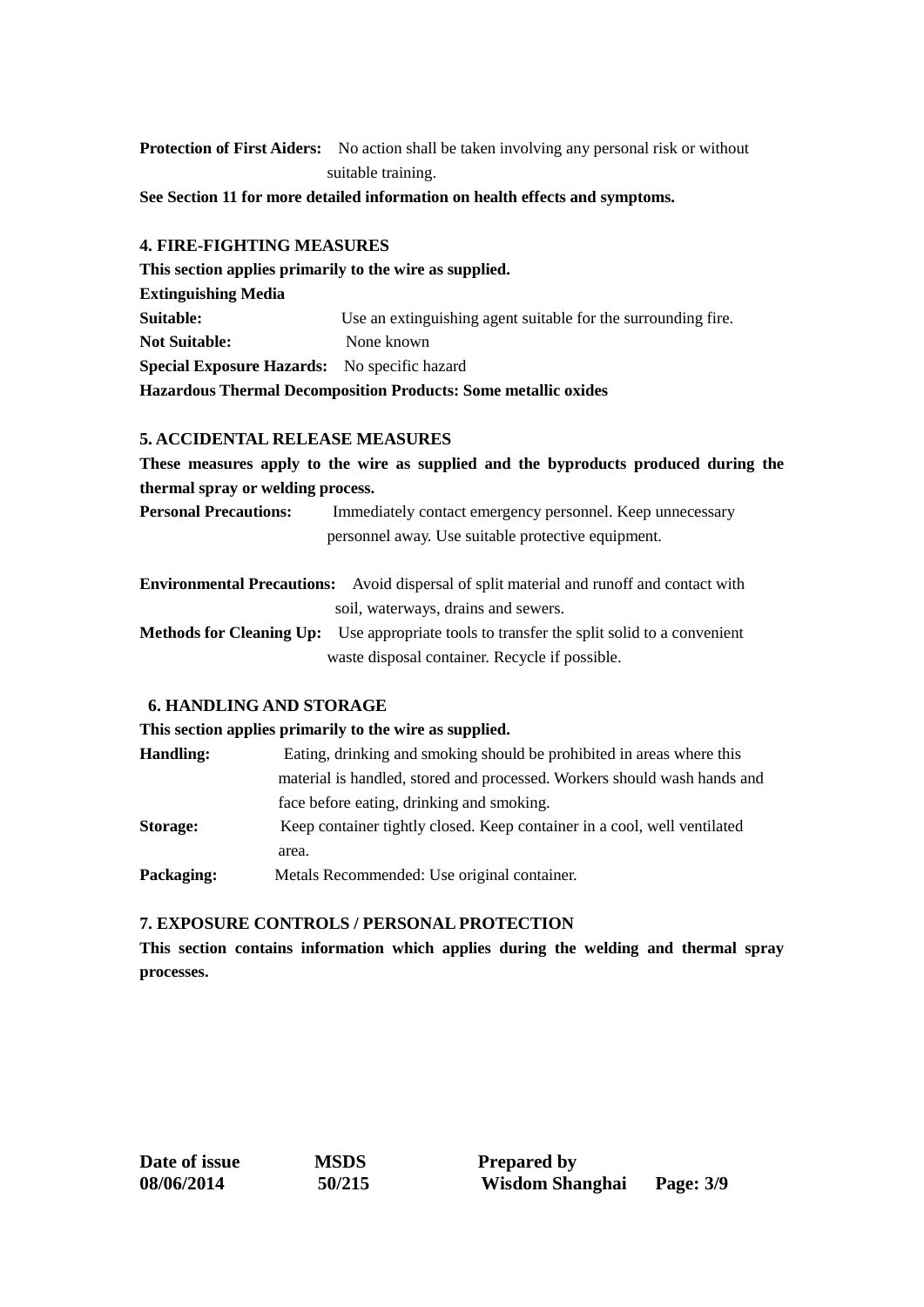**Protection of First Aiders:** No action shall be taken involving any personal risk or without suitable training.

**See Section 11 for more detailed information on health effects and symptoms.**

## 4. FIRE-FIGHTING MEASURES

**This section applies primarily to the wire as supplied.**

**Extinguishing Media**

**Suitable:** Use an extinguishing agent suitable for the surrounding fire.

**Not Suitable:** None known

**Special Exposure Hazards:** No specific hazard

**Hazardous Thermal Decomposition Products: Some metallic oxides**

## 5. ACCIDENTAL RELEASE MEASURES

**These measures apply to the wire as supplied and the byproducts produced during the thermal spray or welding process.**

**Personal Precautions:** Immediately contact emergency personnel. Keep unnecessary personnel away. Use suitable protective equipment.

**Environmental Precautions:** Avoid dispersal of split material and runoff and contact with soil, waterways, drains and sewers.

**Methods for Cleaning Up:** Use appropriate tools to transfer the split solid to a convenient waste disposal container. Recycle if possible.

## 6. HANDLING AND STORAGE

**This section applies primarily to the wire as supplied.**

**Handling:** Eating, drinking and smoking should be prohibited in areas where this material is handled, stored and processed. Workers should wash hands and face before eating, drinking and smoking.

**Storage:** Keep container tightly closed. Keep container in a cool, well ventilated area.

**Packaging:** Metals Recommended: Use original container.

## 7. EXPOSURE CONTROLS / PERSONAL PROTECTION

**This section contains information which applies during the welding and thermal spray processes.**

**Date of issue** 08/06/2014 **MSDS** 50/215 **Prepared by** Wisdom Shanghai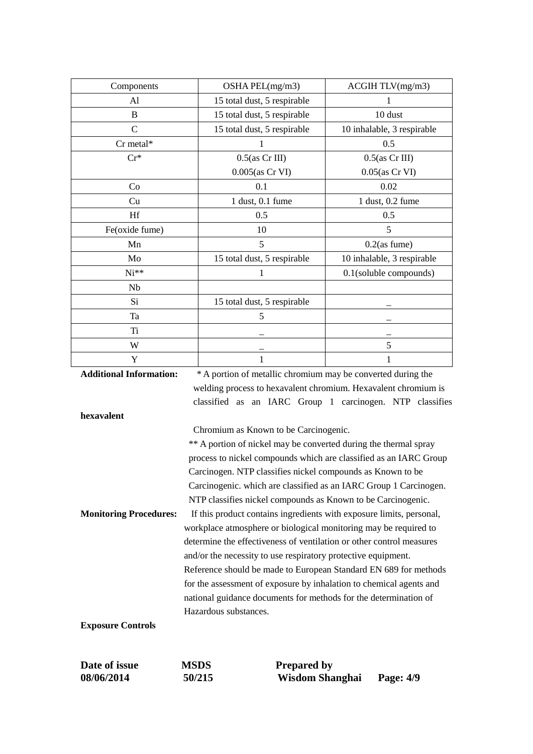| Components | OSHA PEL(mg/m3) | ACGIH TLV(mg/m3) |
|---|---|---|
| Al | 15 total dust, 5 respirable | 1 |
| B | 15 total dust, 5 respirable | 10 dust |
| C | 15 total dust, 5 respirable | 10 inhalable, 3 respirable |
| Cr metal* | 1 | 0.5 |
| Cr* | 0.5(as Cr III)<br>0.005(as Cr VI) | 0.5(as Cr III)<br>0.05(as Cr VI) |
| Co | 0.1 | 0.02 |
| Cu | 1 dust, 0.1 fume | 1 dust, 0.2 fume |
| Hf | 0.5 | 0.5 |
| Fe(oxide fume) | 10 | 5 |
| Mn | 5 | 0.2(as fume) |
| Mo | 15 total dust, 5 respirable | 10 inhalable, 3 respirable |
| Ni** | 1 | 0.1(soluble compounds) |
| Nb | | |
| Si | 15 total dust, 5 respirable | _ |
| Ta | 5 | _ |
| Ti | _ | _ |
| W | _ | 5 |
| Y | 1 | 1 |

**Additional Information:** * A portion of metallic chromium may be converted during the welding process to hexavalent chromium. Hexavalent chromium is classified as an IARC Group 1 carcinogen. NTP classifies **hexavalent** Chromium as Known to be Carcinogenic.

** A portion of nickel may be converted during the thermal spray process to nickel compounds which are classified as an IARC Group Carcinogen. NTP classifies nickel compounds as Known to be Carcinogenic. which are classified as an IARC Group 1 Carcinogen. NTP classifies nickel compounds as Known to be Carcinogenic.

**Monitoring Procedures:** If this product contains ingredients with exposure limits, personal, workplace atmosphere or biological monitoring may be required to determine the effectiveness of ventilation or other control measures and/or the necessity to use respiratory protective equipment. Reference should be made to European Standard EN 689 for methods for the assessment of exposure by inhalation to chemical agents and national guidance documents for methods for the determination of Hazardous substances.

**Exposure Controls**

| **Date of issue** | **MSDS** | **Prepared by** |
|---|---|---|
| **08/06/2014** | **50/215** | **Wisdom Shanghai** |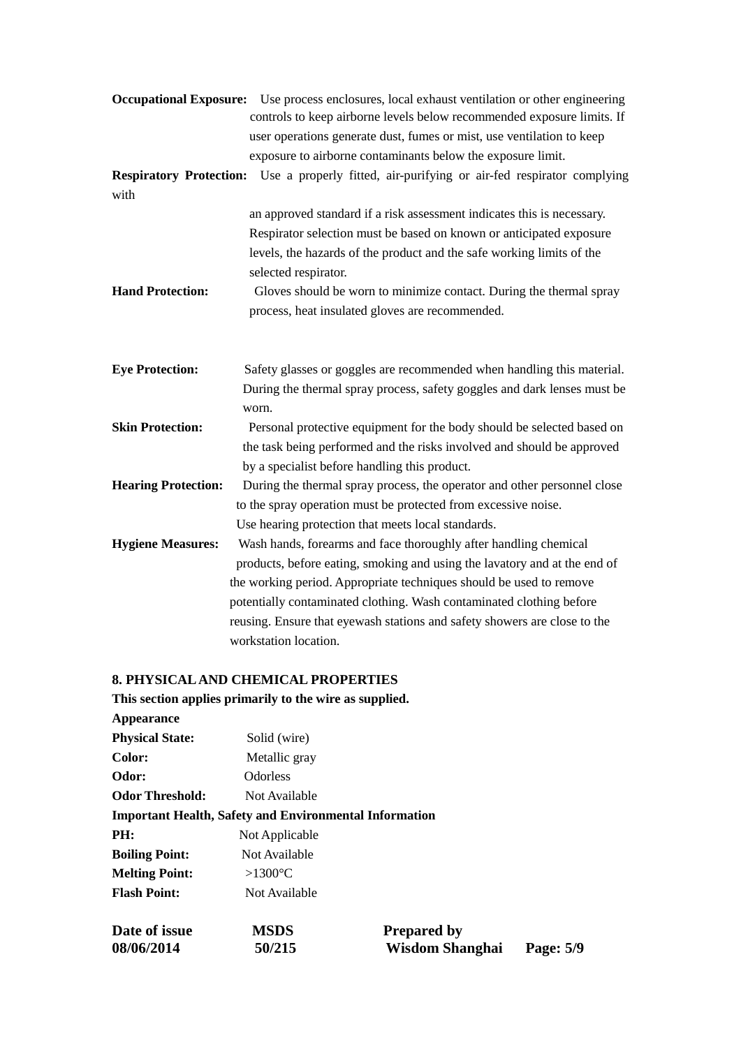**Occupational Exposure:** Use process enclosures, local exhaust ventilation or other engineering controls to keep airborne levels below recommended exposure limits. If user operations generate dust, fumes or mist, use ventilation to keep exposure to airborne contaminants below the exposure limit.

**Respiratory Protection:** Use a properly fitted, air-purifying or air-fed respirator complying with an approved standard if a risk assessment indicates this is necessary. Respirator selection must be based on known or anticipated exposure levels, the hazards of the product and the safe working limits of the selected respirator.

**Hand Protection:** Gloves should be worn to minimize contact. During the thermal spray process, heat insulated gloves are recommended.

**Eye Protection:** Safety glasses or goggles are recommended when handling this material. During the thermal spray process, safety goggles and dark lenses must be worn.

**Skin Protection:** Personal protective equipment for the body should be selected based on the task being performed and the risks involved and should be approved by a specialist before handling this product.

**Hearing Protection:** During the thermal spray process, the operator and other personnel close to the spray operation must be protected from excessive noise. Use hearing protection that meets local standards.

**Hygiene Measures:** Wash hands, forearms and face thoroughly after handling chemical products, before eating, smoking and using the lavatory and at the end of the working period. Appropriate techniques should be used to remove potentially contaminated clothing. Wash contaminated clothing before reusing. Ensure that eyewash stations and safety showers are close to the workstation location.

## 8. PHYSICAL AND CHEMICAL PROPERTIES

**This section applies primarily to the wire as supplied.**

**Appearance**

**Physical State:** Solid (wire)

**Color:** Metallic gray

**Odor:** Odorless

**Odor Threshold:** Not Available

**Important Health, Safety and Environmental Information**

**PH:** Not Applicable

**Boiling Point:** Not Available

**Melting Point:** >1300°C

**Flash Point:** Not Available

| Date of issue | MSDS | Prepared by |
|---|---|---|
| 08/06/2014 | 50/215 | Wisdom Shanghai |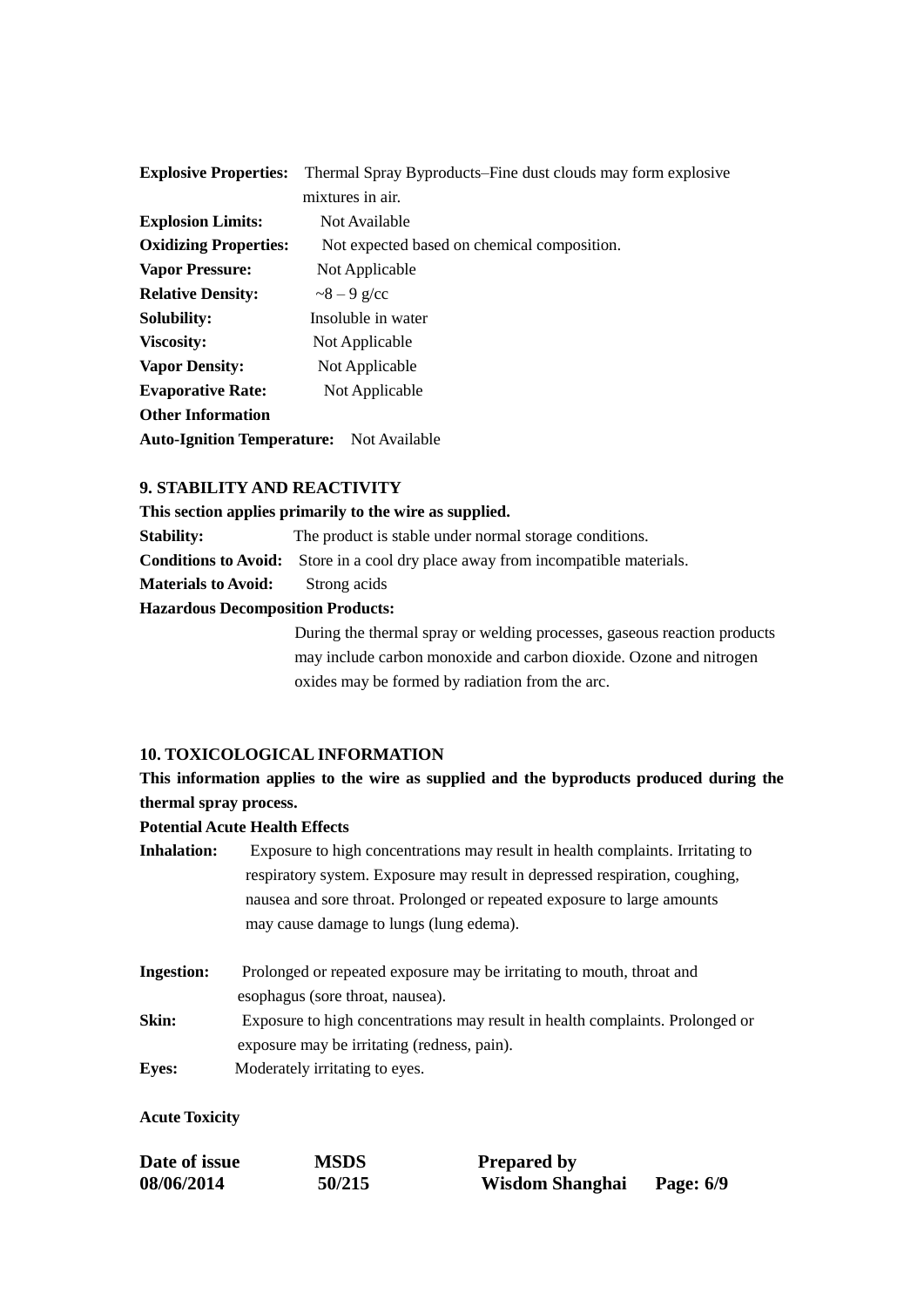**Explosive Properties:** Thermal Spray Byproducts–Fine dust clouds may form explosive mixtures in air.

**Explosion Limits:** Not Available

**Oxidizing Properties:** Not expected based on chemical composition.

**Vapor Pressure:** Not Applicable

**Relative Density:** ~8 – 9 g/cc

**Solubility:** Insoluble in water

**Viscosity:** Not Applicable

**Vapor Density:** Not Applicable

**Evaporative Rate:** Not Applicable

**Other Information**

**Auto-Ignition Temperature:** Not Available

## 9. STABILITY AND REACTIVITY

**This section applies primarily to the wire as supplied.**

**Stability:** The product is stable under normal storage conditions.

**Conditions to Avoid:** Store in a cool dry place away from incompatible materials.

**Materials to Avoid:** Strong acids

**Hazardous Decomposition Products:**

During the thermal spray or welding processes, gaseous reaction products may include carbon monoxide and carbon dioxide. Ozone and nitrogen oxides may be formed by radiation from the arc.

## 10. TOXICOLOGICAL INFORMATION

**This information applies to the wire as supplied and the byproducts produced during the thermal spray process.**

**Potential Acute Health Effects**

**Inhalation:** Exposure to high concentrations may result in health complaints. Irritating to respiratory system. Exposure may result in depressed respiration, coughing, nausea and sore throat. Prolonged or repeated exposure to large amounts may cause damage to lungs (lung edema).

**Ingestion:** Prolonged or repeated exposure may be irritating to mouth, throat and esophagus (sore throat, nausea).

**Skin:** Exposure to high concentrations may result in health complaints. Prolonged or exposure may be irritating (redness, pain).

**Eyes:** Moderately irritating to eyes.

**Acute Toxicity**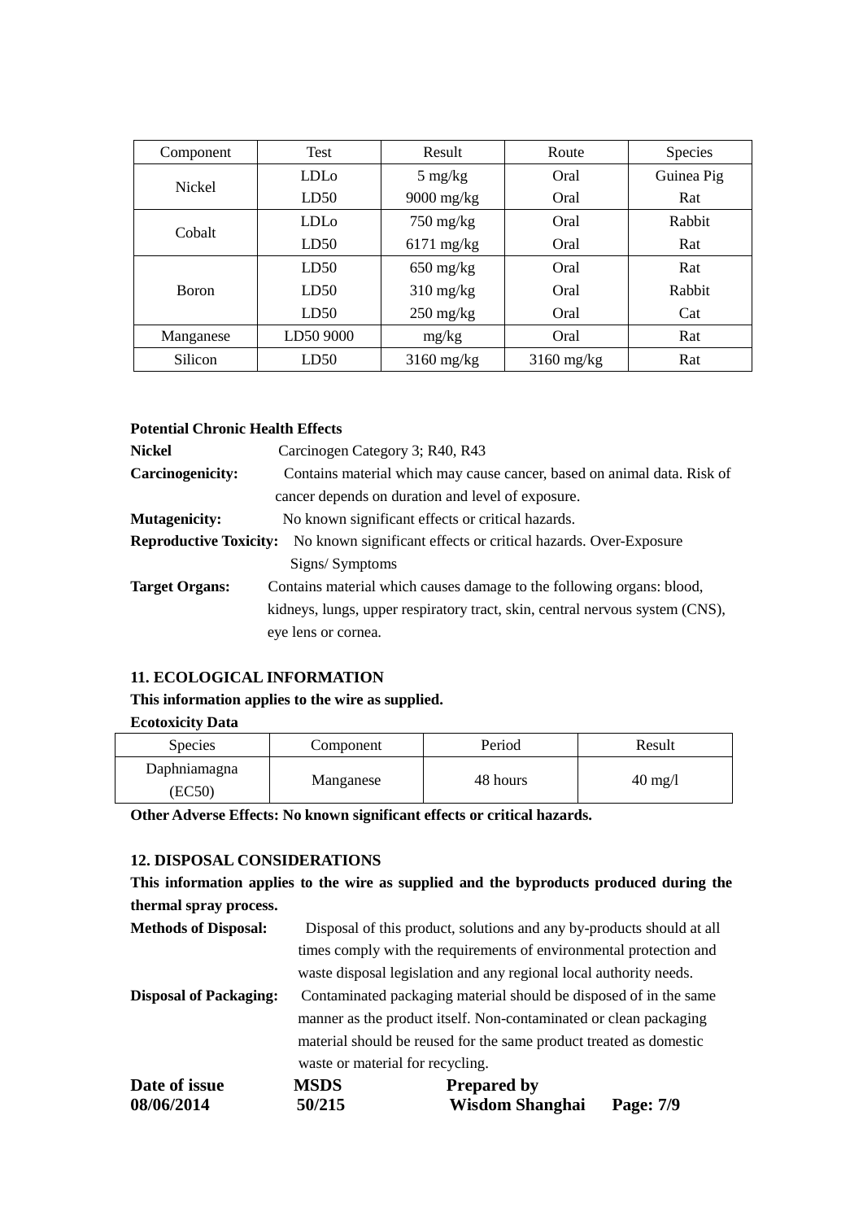| Component | Test | Result | Route | Species |
|---|---|---|---|---|
| Nickel | LDLo | 5 mg/kg | Oral | Guinea Pig |
| | LD50 | 9000 mg/kg | Oral | Rat |
| Cobalt | LDLo | 750 mg/kg | Oral | Rabbit |
| | LD50 | 6171 mg/kg | Oral | Rat |
| Boron | LD50 | 650 mg/kg | Oral | Rat |
| | LD50 | 310 mg/kg | Oral | Rabbit |
| | LD50 | 250 mg/kg | Oral | Cat |
| Manganese | LD50 9000 | mg/kg | Oral | Rat |
| Silicon | LD50 | 3160 mg/kg | 3160 mg/kg | Rat |

**Potential Chronic Health Effects**

**Nickel** Carcinogen Category 3; R40, R43

**Carcinogenicity:** Contains material which may cause cancer, based on animal data. Risk of cancer depends on duration and level of exposure.

**Mutagenicity:** No known significant effects or critical hazards.

**Reproductive Toxicity:** No known significant effects or critical hazards. Over-Exposure Signs/ Symptoms

**Target Organs:** Contains material which causes damage to the following organs: blood, kidneys, lungs, upper respiratory tract, skin, central nervous system (CNS), eye lens or cornea.

## 11. ECOLOGICAL INFORMATION

**This information applies to the wire as supplied.**

**Ecotoxicity Data**

| Species | Component | Period | Result |
|---|---|---|---|
| Daphniamagna (EC50) | Manganese | 48 hours | 40 mg/l |

**Other Adverse Effects: No known significant effects or critical hazards.**

## 12. DISPOSAL CONSIDERATIONS

**This information applies to the wire as supplied and the byproducts produced during the thermal spray process.**

**Methods of Disposal:** Disposal of this product, solutions and any by-products should at all times comply with the requirements of environmental protection and waste disposal legislation and any regional local authority needs.

**Disposal of Packaging:** Contaminated packaging material should be disposed of in the same manner as the product itself. Non-contaminated or clean packaging material should be reused for the same product treated as domestic waste or material for recycling.

| **Date of issue** | **MSDS** | **Prepared by** | |
|---|---|---|---|
| **08/06/2014** | **50/215** | **Wisdom Shanghai** | **Page: 7/9** |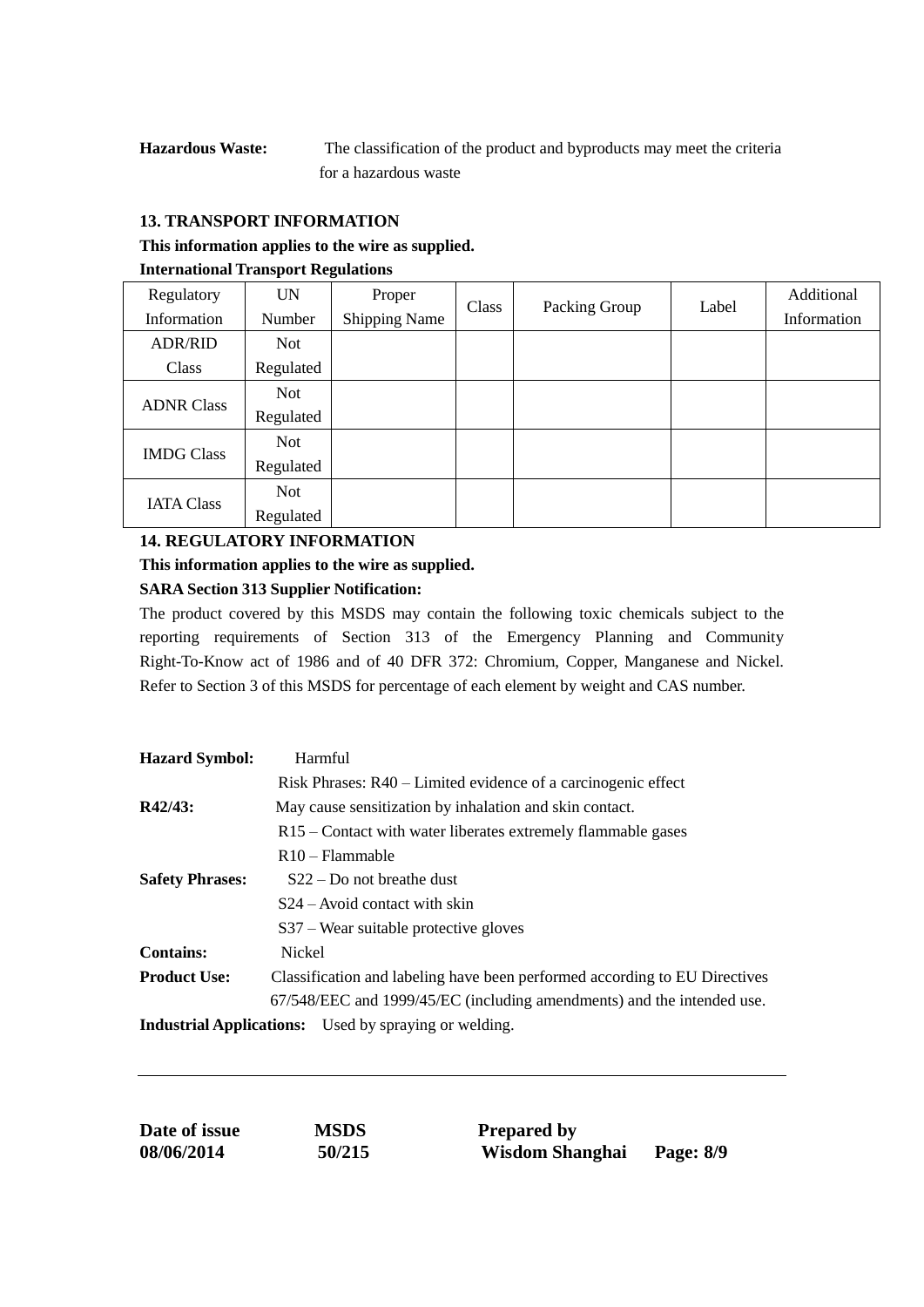**Hazardous Waste:** The classification of the product and byproducts may meet the criteria for a hazardous waste

## 13. TRANSPORT INFORMATION

**This information applies to the wire as supplied.**

**International Transport Regulations**

| Regulatory Information | UN Number | Proper Shipping Name | Class | Packing Group | Label | Additional Information |
|---|---|---|---|---|---|---|
| ADR/RID Class | Not Regulated | | | | | |
| ADNR Class | Not Regulated | | | | | |
| IMDG Class | Not Regulated | | | | | |
| IATA Class | Not Regulated | | | | | |

## 14. REGULATORY INFORMATION

**This information applies to the wire as supplied.**

**SARA Section 313 Supplier Notification:**

The product covered by this MSDS may contain the following toxic chemicals subject to the reporting requirements of Section 313 of the Emergency Planning and Community Right-To-Know act of 1986 and of 40 DFR 372: Chromium, Copper, Manganese and Nickel. Refer to Section 3 of this MSDS for percentage of each element by weight and CAS number.

**Hazard Symbol:** Harmful

Risk Phrases: R40 – Limited evidence of a carcinogenic effect

**R42/43:** May cause sensitization by inhalation and skin contact.

R15 – Contact with water liberates extremely flammable gases

R10 – Flammable

**Safety Phrases:** S22 – Do not breathe dust

S24 – Avoid contact with skin

S37 – Wear suitable protective gloves

**Contains:** Nickel

**Product Use:** Classification and labeling have been performed according to EU Directives 67/548/EEC and 1999/45/EC (including amendments) and the intended use.

**Industrial Applications:** Used by spraying or welding.

---

| **Date of issue** | **MSDS** | **Prepared by** |
|---|---|---|
| **08/06/2014** | **50/215** | **Wisdom Shanghai** |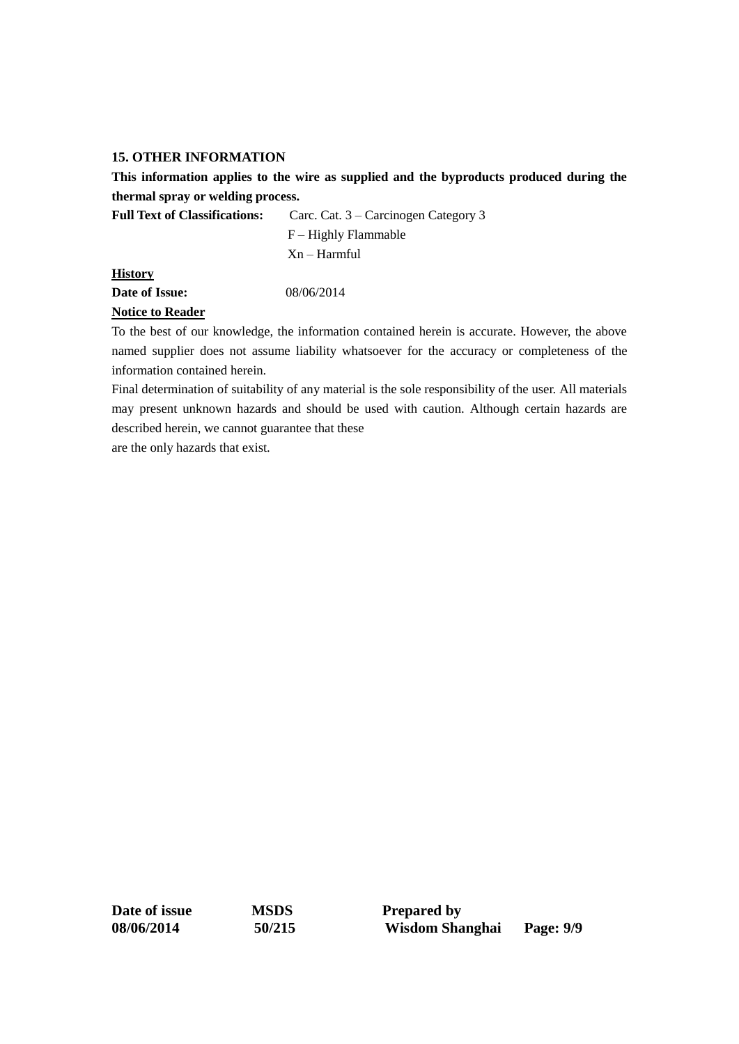## 15. OTHER INFORMATION

**This information applies to the wire as supplied and the byproducts produced during the thermal spray or welding process.**

| | |
|---|---|
| **Full Text of Classifications:** | Carc. Cat. 3 – Carcinogen Category 3 |
| | F – Highly Flammable |
| | Xn – Harmful |

**History**

**Date of Issue:** 08/06/2014

**Notice to Reader**

To the best of our knowledge, the information contained herein is accurate. However, the above named supplier does not assume liability whatsoever for the accuracy or completeness of the information contained herein.

Final determination of suitability of any material is the sole responsibility of the user. All materials may present unknown hazards and should be used with caution. Although certain hazards are described herein, we cannot guarantee that these
are the only hazards that exist.